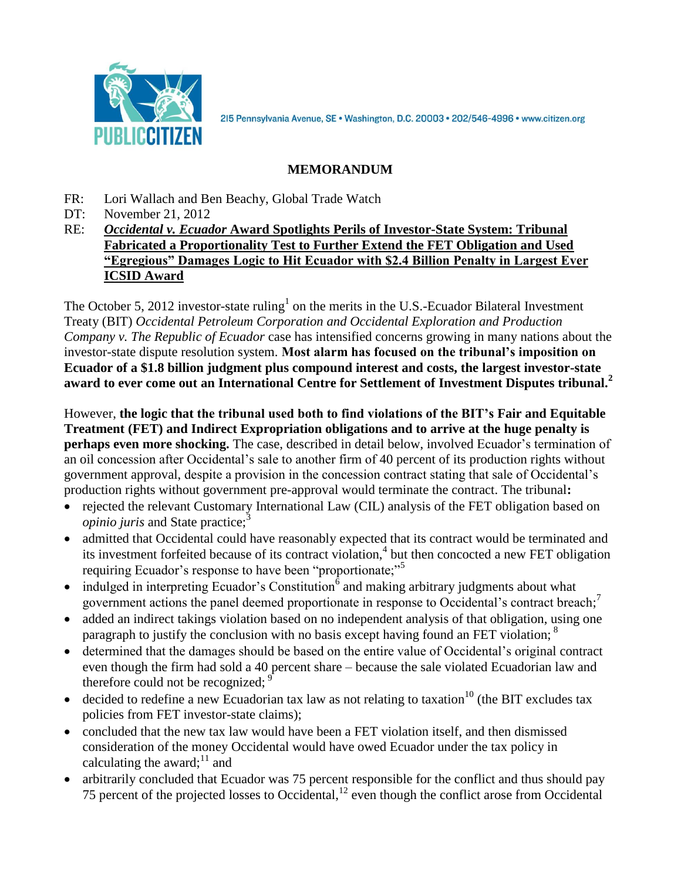PUBLIC CITIZEN

215 Pennsylvania Avenue, SE • Washington, D.C. 20003 • 202/546-4996 • www.citizen.org

# MEMORANDUM

FR: Lori Wallach and Ben Beachy, Global Trade Watch
DT: November 21, 2012
RE: ***Occidental v. Ecuador* Award Spotlights Perils of Investor-State System: Tribunal Fabricated a Proportionality Test to Further Extend the FET Obligation and Used "Egregious" Damages Logic to Hit Ecuador with $2.4 Billion Penalty in Largest Ever ICSID Award**

The October 5, 2012 investor-state ruling[1] on the merits in the U.S.-Ecuador Bilateral Investment Treaty (BIT) *Occidental Petroleum Corporation and Occidental Exploration and Production Company v. The Republic of Ecuador* case has intensified concerns growing in many nations about the investor-state dispute resolution system. **Most alarm has focused on the tribunal's imposition on Ecuador of a $1.8 billion judgment plus compound interest and costs, the largest investor-state award to ever come out an International Centre for Settlement of Investment Disputes tribunal.**[2]

However, **the logic that the tribunal used both to find violations of the BIT's Fair and Equitable Treatment (FET) and Indirect Expropriation obligations and to arrive at the huge penalty is perhaps even more shocking.** The case, described in detail below, involved Ecuador's termination of an oil concession after Occidental's sale to another firm of 40 percent of its production rights without government approval, despite a provision in the concession contract stating that sale of Occidental's production rights without government pre-approval would terminate the contract. The tribunal**:**

- rejected the relevant Customary International Law (CIL) analysis of the FET obligation based on *opinio juris* and State practice;[3]
- admitted that Occidental could have reasonably expected that its contract would be terminated and its investment forfeited because of its contract violation,[4] but then concocted a new FET obligation requiring Ecuador's response to have been "proportionate;"[5]
- indulged in interpreting Ecuador's Constitution[6] and making arbitrary judgments about what government actions the panel deemed proportionate in response to Occidental's contract breach;[7]
- added an indirect takings violation based on no independent analysis of that obligation, using one paragraph to justify the conclusion with no basis except having found an FET violation; [8]
- determined that the damages should be based on the entire value of Occidental's original contract even though the firm had sold a 40 percent share – because the sale violated Ecuadorian law and therefore could not be recognized; [9]
- decided to redefine a new Ecuadorian tax law as not relating to taxation[10] (the BIT excludes tax policies from FET investor-state claims);
- concluded that the new tax law would have been a FET violation itself, and then dismissed consideration of the money Occidental would have owed Ecuador under the tax policy in calculating the award;[11] and
- arbitrarily concluded that Ecuador was 75 percent responsible for the conflict and thus should pay 75 percent of the projected losses to Occidental,[12] even though the conflict arose from Occidental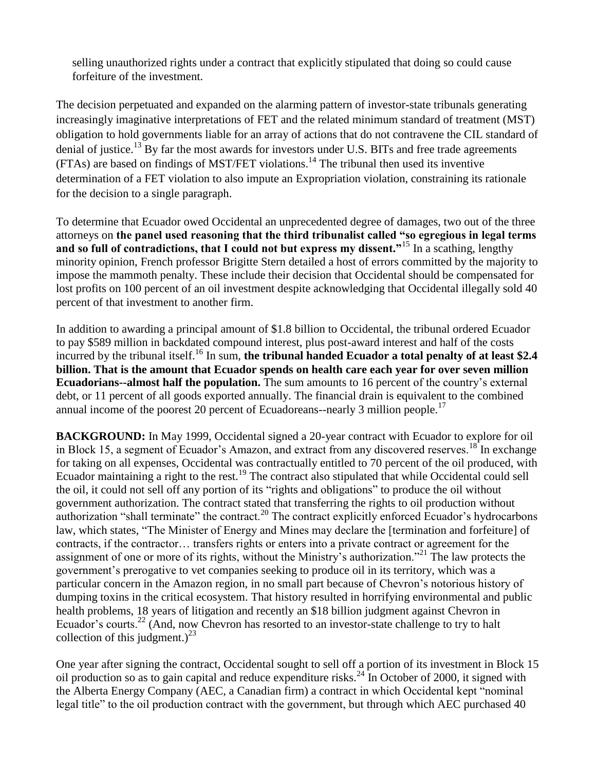selling unauthorized rights under a contract that explicitly stipulated that doing so could cause forfeiture of the investment.

The decision perpetuated and expanded on the alarming pattern of investor-state tribunals generating increasingly imaginative interpretations of FET and the related minimum standard of treatment (MST) obligation to hold governments liable for an array of actions that do not contravene the CIL standard of denial of justice.[13] By far the most awards for investors under U.S. BITs and free trade agreements (FTAs) are based on findings of MST/FET violations.[14] The tribunal then used its inventive determination of a FET violation to also impute an Expropriation violation, constraining its rationale for the decision to a single paragraph.

To determine that Ecuador owed Occidental an unprecedented degree of damages, two out of the three attorneys on **the panel used reasoning that the third tribunalist called "so egregious in legal terms and so full of contradictions, that I could not but express my dissent."**[15] In a scathing, lengthy minority opinion, French professor Brigitte Stern detailed a host of errors committed by the majority to impose the mammoth penalty. These include their decision that Occidental should be compensated for lost profits on 100 percent of an oil investment despite acknowledging that Occidental illegally sold 40 percent of that investment to another firm.

In addition to awarding a principal amount of $1.8 billion to Occidental, the tribunal ordered Ecuador to pay $589 million in backdated compound interest, plus post-award interest and half of the costs incurred by the tribunal itself.[16] In sum, **the tribunal handed Ecuador a total penalty of at least $2.4 billion. That is the amount that Ecuador spends on health care each year for over seven million Ecuadorians--almost half the population.** The sum amounts to 16 percent of the country's external debt, or 11 percent of all goods exported annually. The financial drain is equivalent to the combined annual income of the poorest 20 percent of Ecuadoreans--nearly 3 million people.[17]

**BACKGROUND:** In May 1999, Occidental signed a 20-year contract with Ecuador to explore for oil in Block 15, a segment of Ecuador's Amazon, and extract from any discovered reserves.[18] In exchange for taking on all expenses, Occidental was contractually entitled to 70 percent of the oil produced, with Ecuador maintaining a right to the rest.[19] The contract also stipulated that while Occidental could sell the oil, it could not sell off any portion of its "rights and obligations" to produce the oil without government authorization. The contract stated that transferring the rights to oil production without authorization "shall terminate" the contract.[20] The contract explicitly enforced Ecuador's hydrocarbons law, which states, "The Minister of Energy and Mines may declare the [termination and forfeiture] of contracts, if the contractor… transfers rights or enters into a private contract or agreement for the assignment of one or more of its rights, without the Ministry's authorization."[21] The law protects the government's prerogative to vet companies seeking to produce oil in its territory, which was a particular concern in the Amazon region, in no small part because of Chevron's notorious history of dumping toxins in the critical ecosystem. That history resulted in horrifying environmental and public health problems, 18 years of litigation and recently an $18 billion judgment against Chevron in Ecuador's courts.[22] (And, now Chevron has resorted to an investor-state challenge to try to halt collection of this judgment.)[23]

One year after signing the contract, Occidental sought to sell off a portion of its investment in Block 15 oil production so as to gain capital and reduce expenditure risks.[24] In October of 2000, it signed with the Alberta Energy Company (AEC, a Canadian firm) a contract in which Occidental kept "nominal legal title" to the oil production contract with the government, but through which AEC purchased 40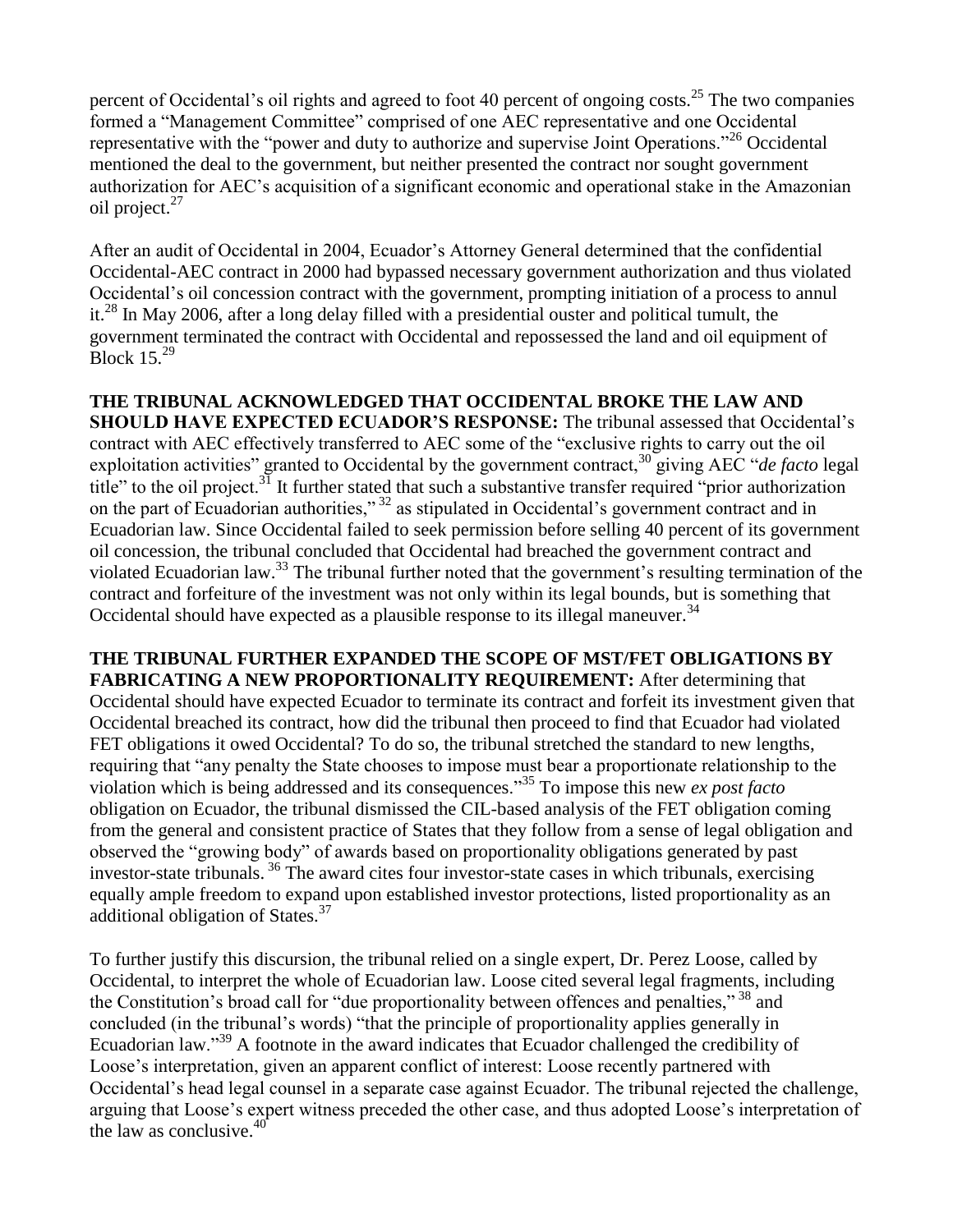percent of Occidental's oil rights and agreed to foot 40 percent of ongoing costs.[25] The two companies formed a "Management Committee" comprised of one AEC representative and one Occidental representative with the "power and duty to authorize and supervise Joint Operations."[26] Occidental mentioned the deal to the government, but neither presented the contract nor sought government authorization for AEC's acquisition of a significant economic and operational stake in the Amazonian oil project.[27]

After an audit of Occidental in 2004, Ecuador's Attorney General determined that the confidential Occidental-AEC contract in 2000 had bypassed necessary government authorization and thus violated Occidental's oil concession contract with the government, prompting initiation of a process to annul it.[28] In May 2006, after a long delay filled with a presidential ouster and political tumult, the government terminated the contract with Occidental and repossessed the land and oil equipment of Block 15.[29]

**THE TRIBUNAL ACKNOWLEDGED THAT OCCIDENTAL BROKE THE LAW AND SHOULD HAVE EXPECTED ECUADOR'S RESPONSE:** The tribunal assessed that Occidental's contract with AEC effectively transferred to AEC some of the "exclusive rights to carry out the oil exploitation activities" granted to Occidental by the government contract,[30] giving AEC "*de facto* legal title" to the oil project.[31] It further stated that such a substantive transfer required "prior authorization on the part of Ecuadorian authorities,"[32] as stipulated in Occidental's government contract and in Ecuadorian law. Since Occidental failed to seek permission before selling 40 percent of its government oil concession, the tribunal concluded that Occidental had breached the government contract and violated Ecuadorian law.[33] The tribunal further noted that the government's resulting termination of the contract and forfeiture of the investment was not only within its legal bounds, but is something that Occidental should have expected as a plausible response to its illegal maneuver.[34]

**THE TRIBUNAL FURTHER EXPANDED THE SCOPE OF MST/FET OBLIGATIONS BY FABRICATING A NEW PROPORTIONALITY REQUIREMENT:** After determining that Occidental should have expected Ecuador to terminate its contract and forfeit its investment given that Occidental breached its contract, how did the tribunal then proceed to find that Ecuador had violated FET obligations it owed Occidental? To do so, the tribunal stretched the standard to new lengths, requiring that "any penalty the State chooses to impose must bear a proportionate relationship to the violation which is being addressed and its consequences."[35] To impose this new *ex post facto* obligation on Ecuador, the tribunal dismissed the CIL-based analysis of the FET obligation coming from the general and consistent practice of States that they follow from a sense of legal obligation and observed the "growing body" of awards based on proportionality obligations generated by past investor-state tribunals.[36] The award cites four investor-state cases in which tribunals, exercising equally ample freedom to expand upon established investor protections, listed proportionality as an additional obligation of States.[37]

To further justify this discursion, the tribunal relied on a single expert, Dr. Perez Loose, called by Occidental, to interpret the whole of Ecuadorian law. Loose cited several legal fragments, including the Constitution's broad call for "due proportionality between offences and penalties,"[38] and concluded (in the tribunal's words) "that the principle of proportionality applies generally in Ecuadorian law."[39] A footnote in the award indicates that Ecuador challenged the credibility of Loose's interpretation, given an apparent conflict of interest: Loose recently partnered with Occidental's head legal counsel in a separate case against Ecuador. The tribunal rejected the challenge, arguing that Loose's expert witness preceded the other case, and thus adopted Loose's interpretation of the law as conclusive.[40]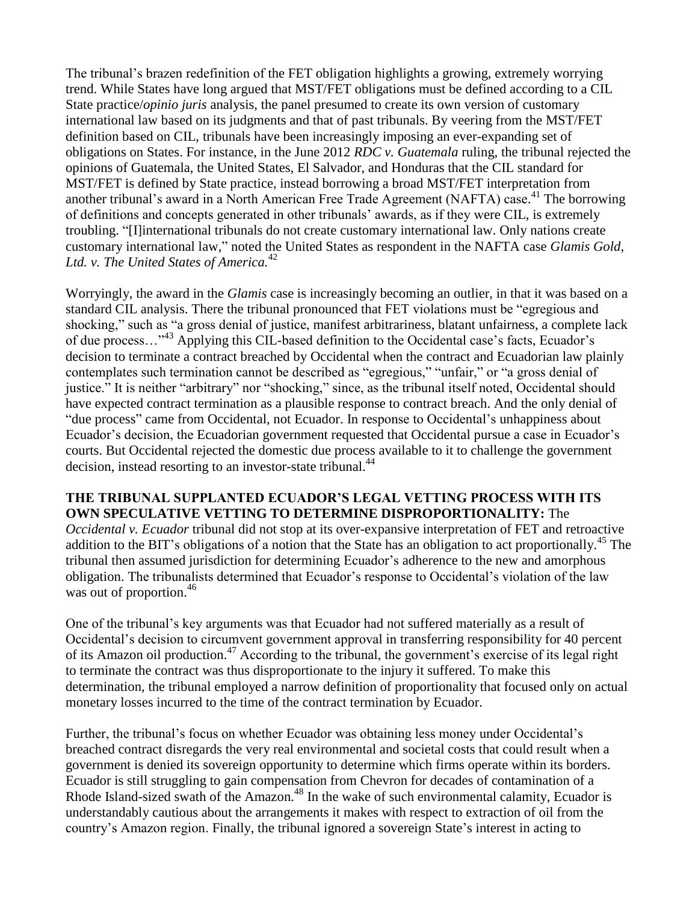The tribunal's brazen redefinition of the FET obligation highlights a growing, extremely worrying trend. While States have long argued that MST/FET obligations must be defined according to a CIL State practice/*opinio juris* analysis, the panel presumed to create its own version of customary international law based on its judgments and that of past tribunals. By veering from the MST/FET definition based on CIL, tribunals have been increasingly imposing an ever-expanding set of obligations on States. For instance, in the June 2012 *RDC v. Guatemala* ruling, the tribunal rejected the opinions of Guatemala, the United States, El Salvador, and Honduras that the CIL standard for MST/FET is defined by State practice, instead borrowing a broad MST/FET interpretation from another tribunal's award in a North American Free Trade Agreement (NAFTA) case.[41] The borrowing of definitions and concepts generated in other tribunals' awards, as if they were CIL, is extremely troubling. "[I]international tribunals do not create customary international law. Only nations create customary international law," noted the United States as respondent in the NAFTA case *Glamis Gold, Ltd. v. The United States of America.*[42]

Worryingly, the award in the *Glamis* case is increasingly becoming an outlier, in that it was based on a standard CIL analysis. There the tribunal pronounced that FET violations must be "egregious and shocking," such as "a gross denial of justice, manifest arbitrariness, blatant unfairness, a complete lack of due process…"[43] Applying this CIL-based definition to the Occidental case's facts, Ecuador's decision to terminate a contract breached by Occidental when the contract and Ecuadorian law plainly contemplates such termination cannot be described as "egregious," "unfair," or "a gross denial of justice." It is neither "arbitrary" nor "shocking," since, as the tribunal itself noted, Occidental should have expected contract termination as a plausible response to contract breach. And the only denial of "due process" came from Occidental, not Ecuador. In response to Occidental's unhappiness about Ecuador's decision, the Ecuadorian government requested that Occidental pursue a case in Ecuador's courts. But Occidental rejected the domestic due process available to it to challenge the government decision, instead resorting to an investor-state tribunal.[44]

**THE TRIBUNAL SUPPLANTED ECUADOR'S LEGAL VETTING PROCESS WITH ITS OWN SPECULATIVE VETTING TO DETERMINE DISPROPORTIONALITY:** The *Occidental v. Ecuador* tribunal did not stop at its over-expansive interpretation of FET and retroactive addition to the BIT's obligations of a notion that the State has an obligation to act proportionally.[45] The tribunal then assumed jurisdiction for determining Ecuador's adherence to the new and amorphous obligation. The tribunalists determined that Ecuador's response to Occidental's violation of the law was out of proportion.[46]

One of the tribunal's key arguments was that Ecuador had not suffered materially as a result of Occidental's decision to circumvent government approval in transferring responsibility for 40 percent of its Amazon oil production.[47] According to the tribunal, the government's exercise of its legal right to terminate the contract was thus disproportionate to the injury it suffered. To make this determination, the tribunal employed a narrow definition of proportionality that focused only on actual monetary losses incurred to the time of the contract termination by Ecuador.

Further, the tribunal's focus on whether Ecuador was obtaining less money under Occidental's breached contract disregards the very real environmental and societal costs that could result when a government is denied its sovereign opportunity to determine which firms operate within its borders. Ecuador is still struggling to gain compensation from Chevron for decades of contamination of a Rhode Island-sized swath of the Amazon.[48] In the wake of such environmental calamity, Ecuador is understandably cautious about the arrangements it makes with respect to extraction of oil from the country's Amazon region. Finally, the tribunal ignored a sovereign State's interest in acting to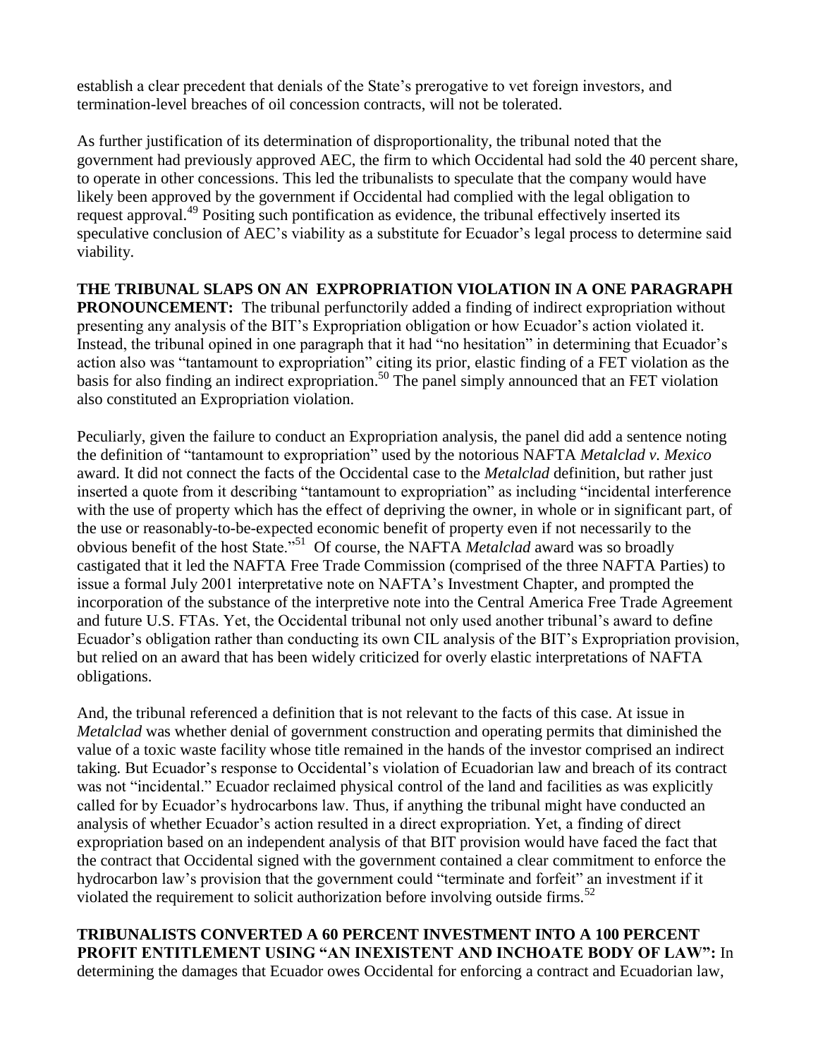establish a clear precedent that denials of the State's prerogative to vet foreign investors, and termination-level breaches of oil concession contracts, will not be tolerated.

As further justification of its determination of disproportionality, the tribunal noted that the government had previously approved AEC, the firm to which Occidental had sold the 40 percent share, to operate in other concessions. This led the tribunalists to speculate that the company would have likely been approved by the government if Occidental had complied with the legal obligation to request approval.[49] Positing such pontification as evidence, the tribunal effectively inserted its speculative conclusion of AEC's viability as a substitute for Ecuador's legal process to determine said viability.

**THE TRIBUNAL SLAPS ON AN EXPROPRIATION VIOLATION IN A ONE PARAGRAPH PRONOUNCEMENT:** The tribunal perfunctorily added a finding of indirect expropriation without presenting any analysis of the BIT's Expropriation obligation or how Ecuador's action violated it. Instead, the tribunal opined in one paragraph that it had "no hesitation" in determining that Ecuador's action also was "tantamount to expropriation" citing its prior, elastic finding of a FET violation as the basis for also finding an indirect expropriation.[50] The panel simply announced that an FET violation also constituted an Expropriation violation.

Peculiarly, given the failure to conduct an Expropriation analysis, the panel did add a sentence noting the definition of "tantamount to expropriation" used by the notorious NAFTA *Metalclad v. Mexico* award. It did not connect the facts of the Occidental case to the *Metalclad* definition, but rather just inserted a quote from it describing "tantamount to expropriation" as including "incidental interference with the use of property which has the effect of depriving the owner, in whole or in significant part, of the use or reasonably-to-be-expected economic benefit of property even if not necessarily to the obvious benefit of the host State."[51] Of course, the NAFTA *Metalclad* award was so broadly castigated that it led the NAFTA Free Trade Commission (comprised of the three NAFTA Parties) to issue a formal July 2001 interpretative note on NAFTA's Investment Chapter, and prompted the incorporation of the substance of the interpretive note into the Central America Free Trade Agreement and future U.S. FTAs. Yet, the Occidental tribunal not only used another tribunal's award to define Ecuador's obligation rather than conducting its own CIL analysis of the BIT's Expropriation provision, but relied on an award that has been widely criticized for overly elastic interpretations of NAFTA obligations.

And, the tribunal referenced a definition that is not relevant to the facts of this case. At issue in *Metalclad* was whether denial of government construction and operating permits that diminished the value of a toxic waste facility whose title remained in the hands of the investor comprised an indirect taking. But Ecuador's response to Occidental's violation of Ecuadorian law and breach of its contract was not "incidental." Ecuador reclaimed physical control of the land and facilities as was explicitly called for by Ecuador's hydrocarbons law. Thus, if anything the tribunal might have conducted an analysis of whether Ecuador's action resulted in a direct expropriation. Yet, a finding of direct expropriation based on an independent analysis of that BIT provision would have faced the fact that the contract that Occidental signed with the government contained a clear commitment to enforce the hydrocarbon law's provision that the government could "terminate and forfeit" an investment if it violated the requirement to solicit authorization before involving outside firms.[52]

**TRIBUNALISTS CONVERTED A 60 PERCENT INVESTMENT INTO A 100 PERCENT PROFIT ENTITLEMENT USING "AN INEXISTENT AND INCHOATE BODY OF LAW":** In determining the damages that Ecuador owes Occidental for enforcing a contract and Ecuadorian law,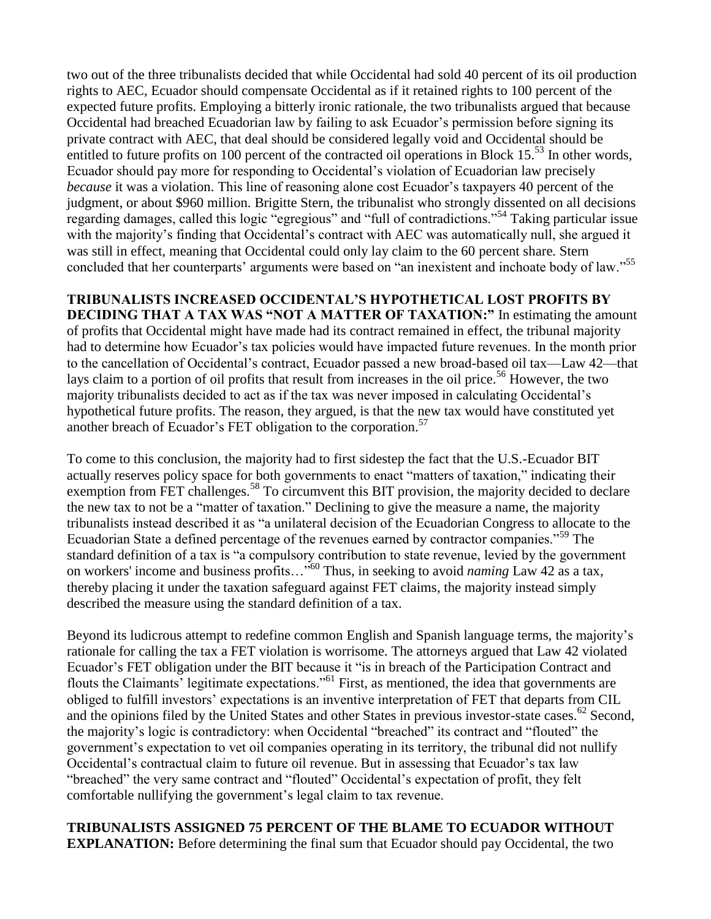two out of the three tribunalists decided that while Occidental had sold 40 percent of its oil production rights to AEC, Ecuador should compensate Occidental as if it retained rights to 100 percent of the expected future profits. Employing a bitterly ironic rationale, the two tribunalists argued that because Occidental had breached Ecuadorian law by failing to ask Ecuador's permission before signing its private contract with AEC, that deal should be considered legally void and Occidental should be entitled to future profits on 100 percent of the contracted oil operations in Block 15.[53] In other words, Ecuador should pay more for responding to Occidental's violation of Ecuadorian law precisely *because* it was a violation. This line of reasoning alone cost Ecuador's taxpayers 40 percent of the judgment, or about $960 million. Brigitte Stern, the tribunalist who strongly dissented on all decisions regarding damages, called this logic "egregious" and "full of contradictions."[54] Taking particular issue with the majority's finding that Occidental's contract with AEC was automatically null, she argued it was still in effect, meaning that Occidental could only lay claim to the 60 percent share. Stern concluded that her counterparts' arguments were based on "an inexistent and inchoate body of law."[55]

**TRIBUNALISTS INCREASED OCCIDENTAL'S HYPOTHETICAL LOST PROFITS BY DECIDING THAT A TAX WAS "NOT A MATTER OF TAXATION:"** In estimating the amount of profits that Occidental might have made had its contract remained in effect, the tribunal majority had to determine how Ecuador's tax policies would have impacted future revenues. In the month prior to the cancellation of Occidental's contract, Ecuador passed a new broad-based oil tax—Law 42—that lays claim to a portion of oil profits that result from increases in the oil price.[56] However, the two majority tribunalists decided to act as if the tax was never imposed in calculating Occidental's hypothetical future profits. The reason, they argued, is that the new tax would have constituted yet another breach of Ecuador's FET obligation to the corporation.[57]

To come to this conclusion, the majority had to first sidestep the fact that the U.S.-Ecuador BIT actually reserves policy space for both governments to enact "matters of taxation," indicating their exemption from FET challenges.[58] To circumvent this BIT provision, the majority decided to declare the new tax to not be a "matter of taxation." Declining to give the measure a name, the majority tribunalists instead described it as "a unilateral decision of the Ecuadorian Congress to allocate to the Ecuadorian State a defined percentage of the revenues earned by contractor companies."[59] The standard definition of a tax is "a compulsory contribution to state revenue, levied by the government on workers' income and business profits…"[60] Thus, in seeking to avoid *naming* Law 42 as a tax, thereby placing it under the taxation safeguard against FET claims, the majority instead simply described the measure using the standard definition of a tax.

Beyond its ludicrous attempt to redefine common English and Spanish language terms, the majority's rationale for calling the tax a FET violation is worrisome. The attorneys argued that Law 42 violated Ecuador's FET obligation under the BIT because it "is in breach of the Participation Contract and flouts the Claimants' legitimate expectations."[61] First, as mentioned, the idea that governments are obliged to fulfill investors' expectations is an inventive interpretation of FET that departs from CIL and the opinions filed by the United States and other States in previous investor-state cases.[62] Second, the majority's logic is contradictory: when Occidental "breached" its contract and "flouted" the government's expectation to vet oil companies operating in its territory, the tribunal did not nullify Occidental's contractual claim to future oil revenue. But in assessing that Ecuador's tax law "breached" the very same contract and "flouted" Occidental's expectation of profit, they felt comfortable nullifying the government's legal claim to tax revenue.

**TRIBUNALISTS ASSIGNED 75 PERCENT OF THE BLAME TO ECUADOR WITHOUT EXPLANATION:** Before determining the final sum that Ecuador should pay Occidental, the two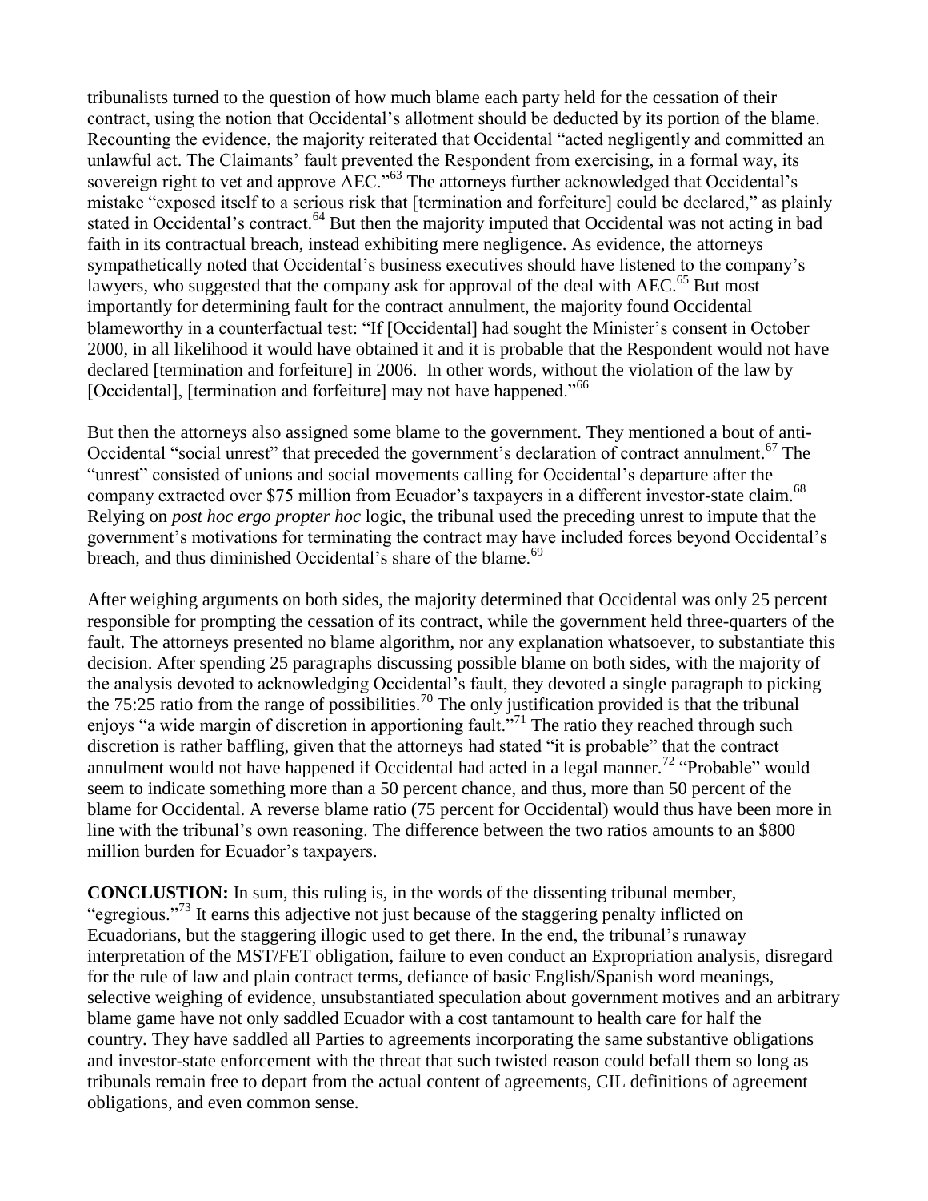tribunalists turned to the question of how much blame each party held for the cessation of their contract, using the notion that Occidental's allotment should be deducted by its portion of the blame. Recounting the evidence, the majority reiterated that Occidental "acted negligently and committed an unlawful act. The Claimants' fault prevented the Respondent from exercising, in a formal way, its sovereign right to vet and approve AEC."[63] The attorneys further acknowledged that Occidental's mistake "exposed itself to a serious risk that [termination and forfeiture] could be declared," as plainly stated in Occidental's contract.[64] But then the majority imputed that Occidental was not acting in bad faith in its contractual breach, instead exhibiting mere negligence. As evidence, the attorneys sympathetically noted that Occidental's business executives should have listened to the company's lawyers, who suggested that the company ask for approval of the deal with AEC.[65] But most importantly for determining fault for the contract annulment, the majority found Occidental blameworthy in a counterfactual test: "If [Occidental] had sought the Minister's consent in October 2000, in all likelihood it would have obtained it and it is probable that the Respondent would not have declared [termination and forfeiture] in 2006. In other words, without the violation of the law by [Occidental], [termination and forfeiture] may not have happened."[66]

But then the attorneys also assigned some blame to the government. They mentioned a bout of anti-Occidental "social unrest" that preceded the government's declaration of contract annulment.[67] The "unrest" consisted of unions and social movements calling for Occidental's departure after the company extracted over \$75 million from Ecuador's taxpayers in a different investor-state claim.[68] Relying on *post hoc ergo propter hoc* logic, the tribunal used the preceding unrest to impute that the government's motivations for terminating the contract may have included forces beyond Occidental's breach, and thus diminished Occidental's share of the blame.[69]

After weighing arguments on both sides, the majority determined that Occidental was only 25 percent responsible for prompting the cessation of its contract, while the government held three-quarters of the fault. The attorneys presented no blame algorithm, nor any explanation whatsoever, to substantiate this decision. After spending 25 paragraphs discussing possible blame on both sides, with the majority of the analysis devoted to acknowledging Occidental's fault, they devoted a single paragraph to picking the 75:25 ratio from the range of possibilities.[70] The only justification provided is that the tribunal enjoys "a wide margin of discretion in apportioning fault."[71] The ratio they reached through such discretion is rather baffling, given that the attorneys had stated "it is probable" that the contract annulment would not have happened if Occidental had acted in a legal manner.[72] "Probable" would seem to indicate something more than a 50 percent chance, and thus, more than 50 percent of the blame for Occidental. A reverse blame ratio (75 percent for Occidental) would thus have been more in line with the tribunal's own reasoning. The difference between the two ratios amounts to an \$800 million burden for Ecuador's taxpayers.

**CONCLUSTION:** In sum, this ruling is, in the words of the dissenting tribunal member, "egregious."[73] It earns this adjective not just because of the staggering penalty inflicted on Ecuadorians, but the staggering illogic used to get there. In the end, the tribunal's runaway interpretation of the MST/FET obligation, failure to even conduct an Expropriation analysis, disregard for the rule of law and plain contract terms, defiance of basic English/Spanish word meanings, selective weighing of evidence, unsubstantiated speculation about government motives and an arbitrary blame game have not only saddled Ecuador with a cost tantamount to health care for half the country. They have saddled all Parties to agreements incorporating the same substantive obligations and investor-state enforcement with the threat that such twisted reason could befall them so long as tribunals remain free to depart from the actual content of agreements, CIL definitions of agreement obligations, and even common sense.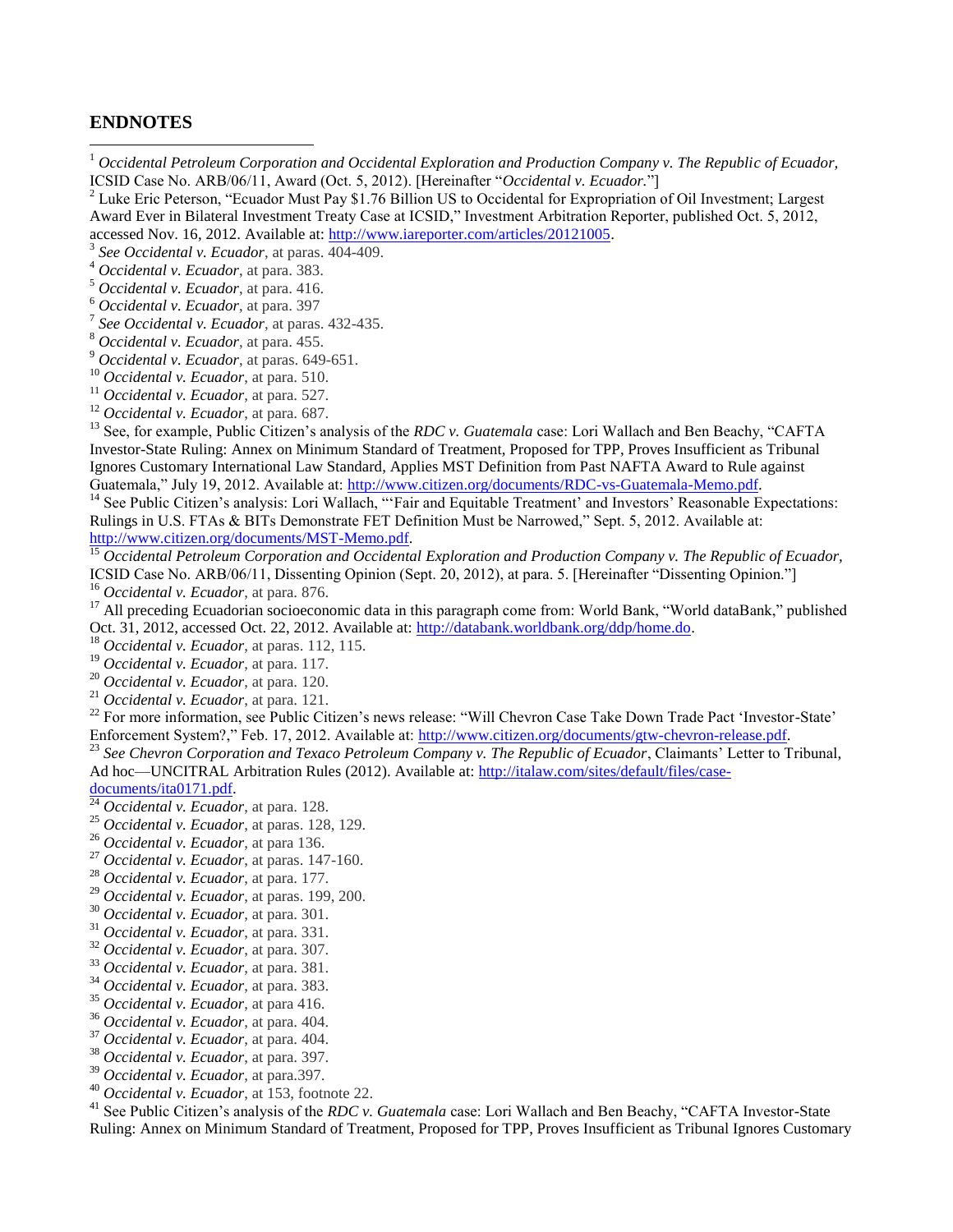## ENDNOTES

[1] *Occidental Petroleum Corporation and Occidental Exploration and Production Company v. The Republic of Ecuador,* ICSID Case No. ARB/06/11, Award (Oct. 5, 2012). [Hereinafter "*Occidental v. Ecuador.*"]

[2] Luke Eric Peterson, "Ecuador Must Pay $1.76 Billion US to Occidental for Expropriation of Oil Investment; Largest Award Ever in Bilateral Investment Treaty Case at ICSID," Investment Arbitration Reporter, published Oct. 5, 2012, accessed Nov. 16, 2012. Available at: http://www.iareporter.com/articles/20121005.

[3] *See Occidental v. Ecuador*, at paras. 404-409.

[4] *Occidental v. Ecuador*, at para. 383.

[5] *Occidental v. Ecuador*, at para. 416.

[6] *Occidental v. Ecuador*, at para. 397

[7] *See Occidental v. Ecuador*, at paras. 432-435.

[8] *Occidental v. Ecuador*, at para. 455.

[9] *Occidental v. Ecuador*, at paras. 649-651.

[10] *Occidental v. Ecuador*, at para. 510.

[11] *Occidental v. Ecuador*, at para. 527.

[12] *Occidental v. Ecuador*, at para. 687.

[13] See, for example, Public Citizen's analysis of the *RDC v. Guatemala* case: Lori Wallach and Ben Beachy, "CAFTA Investor-State Ruling: Annex on Minimum Standard of Treatment, Proposed for TPP, Proves Insufficient as Tribunal Ignores Customary International Law Standard, Applies MST Definition from Past NAFTA Award to Rule against Guatemala," July 19, 2012. Available at: http://www.citizen.org/documents/RDC-vs-Guatemala-Memo.pdf.

[14] See Public Citizen's analysis: Lori Wallach, "'Fair and Equitable Treatment' and Investors' Reasonable Expectations: Rulings in U.S. FTAs & BITs Demonstrate FET Definition Must be Narrowed," Sept. 5, 2012. Available at: http://www.citizen.org/documents/MST-Memo.pdf.

[15] *Occidental Petroleum Corporation and Occidental Exploration and Production Company v. The Republic of Ecuador,* ICSID Case No. ARB/06/11, Dissenting Opinion (Sept. 20, 2012), at para. 5. [Hereinafter "Dissenting Opinion."]

[16] *Occidental v. Ecuador*, at para. 876.

[17] All preceding Ecuadorian socioeconomic data in this paragraph come from: World Bank, "World dataBank," published Oct. 31, 2012, accessed Oct. 22, 2012. Available at: http://databank.worldbank.org/ddp/home.do.

[18] *Occidental v. Ecuador*, at paras. 112, 115.

[19] *Occidental v. Ecuador*, at para. 117.

[20] *Occidental v. Ecuador*, at para. 120.

[21] *Occidental v. Ecuador*, at para. 121.

[22] For more information, see Public Citizen's news release: "Will Chevron Case Take Down Trade Pact 'Investor-State' Enforcement System?," Feb. 17, 2012. Available at: http://www.citizen.org/documents/gtw-chevron-release.pdf.

[23] *See Chevron Corporation and Texaco Petroleum Company v. The Republic of Ecuador*, Claimants' Letter to Tribunal, Ad hoc—UNCITRAL Arbitration Rules (2012). Available at: http://italaw.com/sites/default/files/case-documents/ita0171.pdf.

[24] *Occidental v. Ecuador*, at para. 128.

[25] *Occidental v. Ecuador*, at paras. 128, 129.

[26] *Occidental v. Ecuador*, at para 136.

[27] *Occidental v. Ecuador*, at paras. 147-160.

[28] *Occidental v. Ecuador*, at para. 177.

[29] *Occidental v. Ecuador*, at paras. 199, 200.

[30] *Occidental v. Ecuador*, at para. 301.

[31] *Occidental v. Ecuador*, at para. 331.

[32] *Occidental v. Ecuador*, at para. 307.

[33] *Occidental v. Ecuador*, at para. 381.

[34] *Occidental v. Ecuador*, at para. 383.

[35] *Occidental v. Ecuador*, at para 416.

[36] *Occidental v. Ecuador*, at para. 404.

[37] *Occidental v. Ecuador*, at para. 404.

[38] *Occidental v. Ecuador*, at para. 397.

[39] *Occidental v. Ecuador*, at para.397.

[40] *Occidental v. Ecuador*, at 153, footnote 22.

[41] See Public Citizen's analysis of the *RDC v. Guatemala* case: Lori Wallach and Ben Beachy, "CAFTA Investor-State Ruling: Annex on Minimum Standard of Treatment, Proposed for TPP, Proves Insufficient as Tribunal Ignores Customary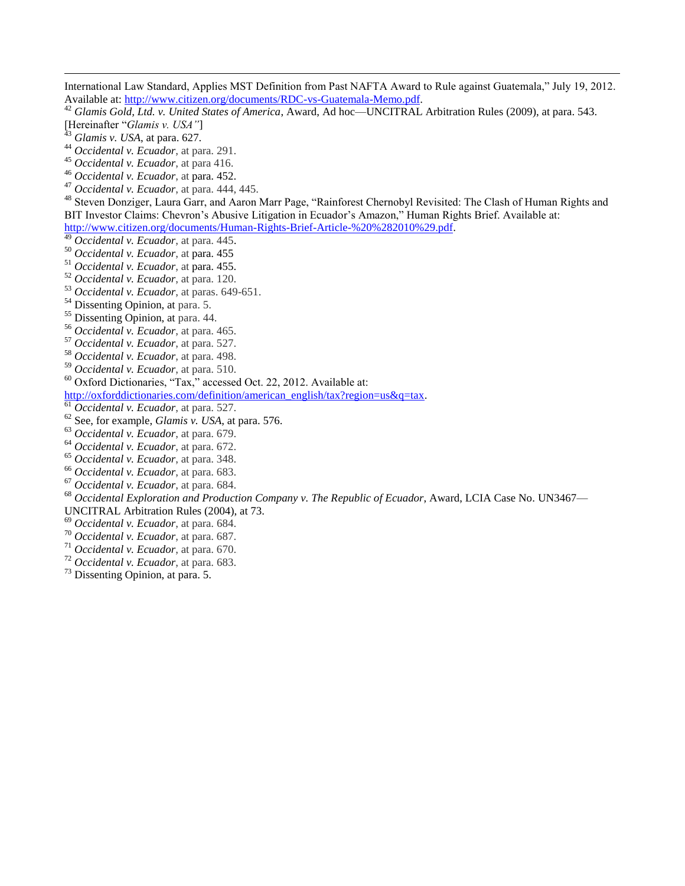International Law Standard, Applies MST Definition from Past NAFTA Award to Rule against Guatemala," July 19, 2012. Available at: http://www.citizen.org/documents/RDC-vs-Guatemala-Memo.pdf.

[42] *Glamis Gold, Ltd. v. United States of America*, Award, Ad hoc—UNCITRAL Arbitration Rules (2009), at para. 543. [Hereinafter "*Glamis v. USA"*]

[43] *Glamis v. USA*, at para. 627.

[44] *Occidental v. Ecuador*, at para. 291.

[45] *Occidental v. Ecuador*, at para 416.

[46] *Occidental v. Ecuador*, at para. 452.

[47] *Occidental v. Ecuador*, at para. 444, 445.

[48] Steven Donziger, Laura Garr, and Aaron Marr Page, "Rainforest Chernobyl Revisited: The Clash of Human Rights and BIT Investor Claims: Chevron's Abusive Litigation in Ecuador's Amazon," Human Rights Brief. Available at: http://www.citizen.org/documents/Human-Rights-Brief-Article-%20%282010%29.pdf.

[49] *Occidental v. Ecuador*, at para. 445.

[50] *Occidental v. Ecuador*, at para. 455

[51] *Occidental v. Ecuador*, at para. 455.

[52] *Occidental v. Ecuador*, at para. 120.

[53] *Occidental v. Ecuador*, at paras. 649-651.

[54] Dissenting Opinion, at para. 5.

[55] Dissenting Opinion, at para. 44.

[56] *Occidental v. Ecuador*, at para. 465.

[57] *Occidental v. Ecuador*, at para. 527.

[58] *Occidental v. Ecuador*, at para. 498.

[59] *Occidental v. Ecuador*, at para. 510.

[60] Oxford Dictionaries, "Tax," accessed Oct. 22, 2012. Available at: http://oxforddictionaries.com/definition/american_english/tax?region=us&q=tax.

[61] *Occidental v. Ecuador*, at para. 527.

[62] See, for example, *Glamis v. USA*, at para. 576.

[63] *Occidental v. Ecuador*, at para. 679.

[64] *Occidental v. Ecuador*, at para. 672.

[65] *Occidental v. Ecuador*, at para. 348.

[66] *Occidental v. Ecuador*, at para. 683.

[67] *Occidental v. Ecuador*, at para. 684.

[68] *Occidental Exploration and Production Company v. The Republic of Ecuador*, Award, LCIA Case No. UN3467—UNCITRAL Arbitration Rules (2004), at 73.

[69] *Occidental v. Ecuador*, at para. 684.

[70] *Occidental v. Ecuador*, at para. 687.

[71] *Occidental v. Ecuador*, at para. 670.

[72] *Occidental v. Ecuador*, at para. 683.

[73] Dissenting Opinion, at para. 5.